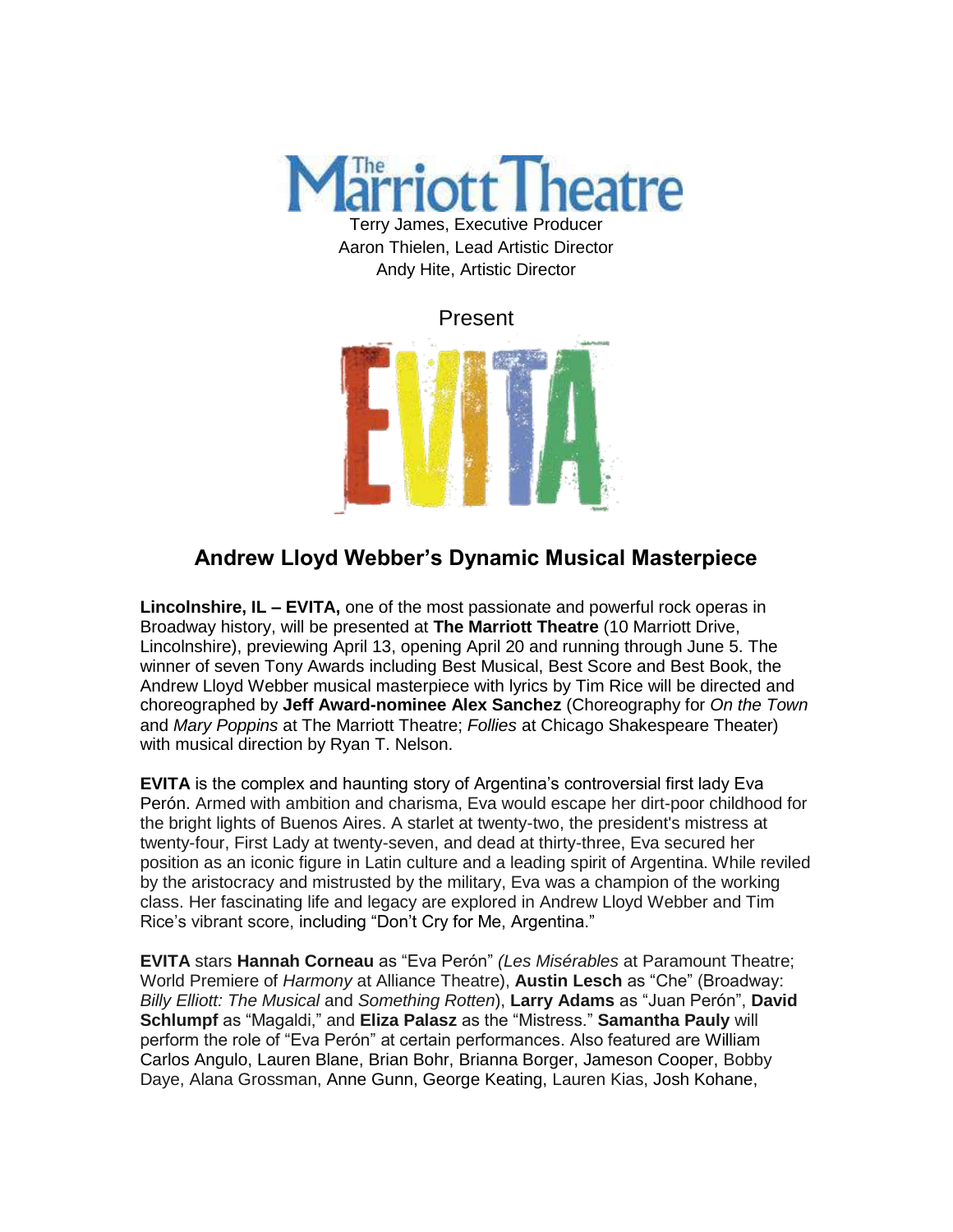The Marriott Theatre

Terry James, Executive Producer
Aaron Thielen, Lead Artistic Director
Andy Hite, Artistic Director

Present

EVITA

## Andrew Lloyd Webber's Dynamic Musical Masterpiece

**Lincolnshire, IL – EVITA,** one of the most passionate and powerful rock operas in Broadway history, will be presented at **The Marriott Theatre** (10 Marriott Drive, Lincolnshire), previewing April 13, opening April 20 and running through June 5. The winner of seven Tony Awards including Best Musical, Best Score and Best Book, the Andrew Lloyd Webber musical masterpiece with lyrics by Tim Rice will be directed and choreographed by **Jeff Award-nominee Alex Sanchez** (Choreography for *On the Town* and *Mary Poppins* at The Marriott Theatre; *Follies* at Chicago Shakespeare Theater) with musical direction by Ryan T. Nelson.

**EVITA** is the complex and haunting story of Argentina's controversial first lady Eva Perón. Armed with ambition and charisma, Eva would escape her dirt-poor childhood for the bright lights of Buenos Aires. A starlet at twenty-two, the president's mistress at twenty-four, First Lady at twenty-seven, and dead at thirty-three, Eva secured her position as an iconic figure in Latin culture and a leading spirit of Argentina. While reviled by the aristocracy and mistrusted by the military, Eva was a champion of the working class. Her fascinating life and legacy are explored in Andrew Lloyd Webber and Tim Rice's vibrant score, including "Don't Cry for Me, Argentina."

**EVITA** stars **Hannah Corneau** as "Eva Perón" *(Les Misérables* at Paramount Theatre; World Premiere of *Harmony* at Alliance Theatre), **Austin Lesch** as "Che" (Broadway: *Billy Elliott: The Musical* and *Something Rotten*), **Larry Adams** as "Juan Perón", **David Schlumpf** as "Magaldi," and **Eliza Palasz** as the "Mistress." **Samantha Pauly** will perform the role of "Eva Perón" at certain performances. Also featured are William Carlos Angulo, Lauren Blane, Brian Bohr, Brianna Borger, Jameson Cooper, Bobby Daye, Alana Grossman, Anne Gunn, George Keating, Lauren Kias, Josh Kohane,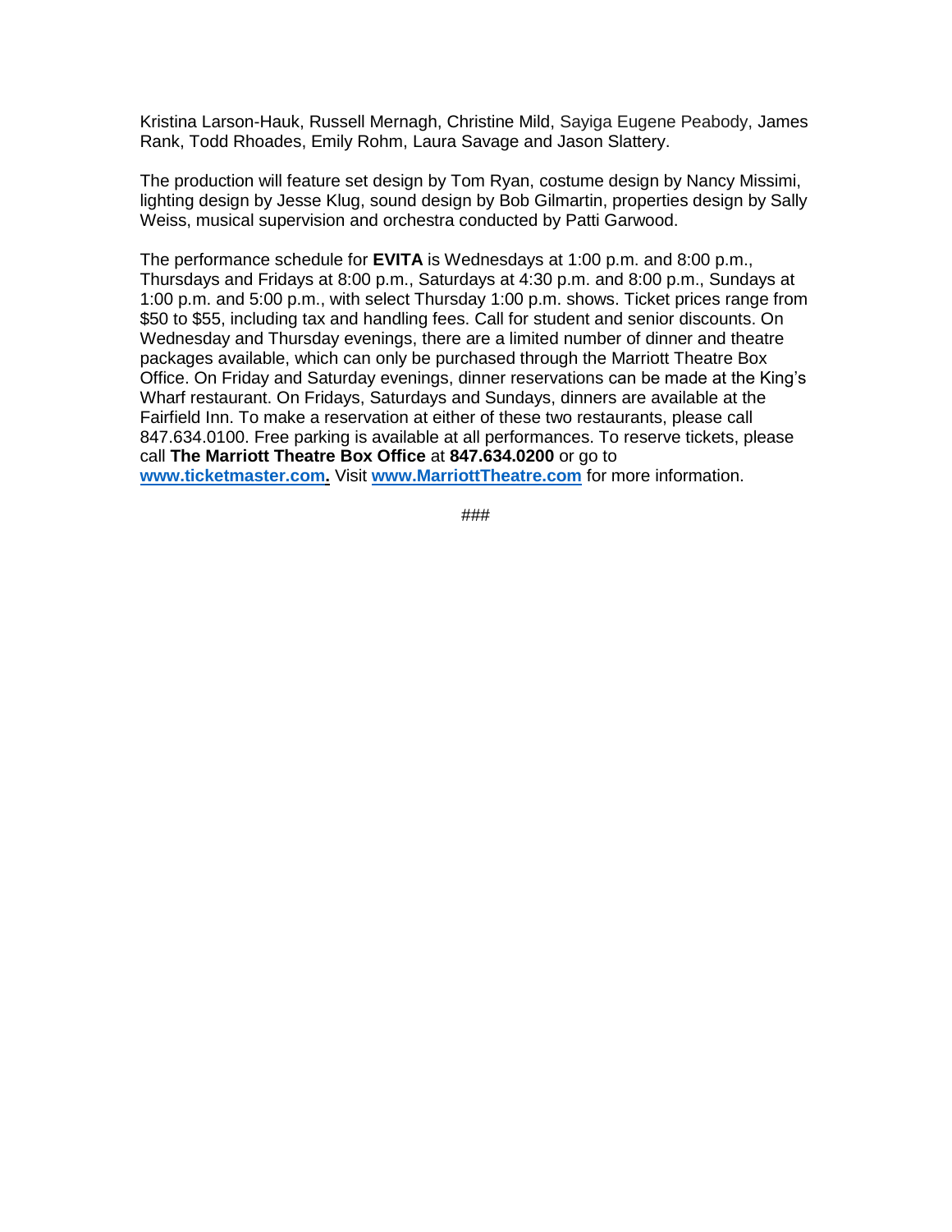Kristina Larson-Hauk, Russell Mernagh, Christine Mild, Sayiga Eugene Peabody, James Rank, Todd Rhoades, Emily Rohm, Laura Savage and Jason Slattery.

The production will feature set design by Tom Ryan, costume design by Nancy Missimi, lighting design by Jesse Klug, sound design by Bob Gilmartin, properties design by Sally Weiss, musical supervision and orchestra conducted by Patti Garwood.

The performance schedule for **EVITA** is Wednesdays at 1:00 p.m. and 8:00 p.m., Thursdays and Fridays at 8:00 p.m., Saturdays at 4:30 p.m. and 8:00 p.m., Sundays at 1:00 p.m. and 5:00 p.m., with select Thursday 1:00 p.m. shows. Ticket prices range from $50 to $55, including tax and handling fees. Call for student and senior discounts. On Wednesday and Thursday evenings, there are a limited number of dinner and theatre packages available, which can only be purchased through the Marriott Theatre Box Office. On Friday and Saturday evenings, dinner reservations can be made at the King's Wharf restaurant. On Fridays, Saturdays and Sundays, dinners are available at the Fairfield Inn. To make a reservation at either of these two restaurants, please call 847.634.0100. Free parking is available at all performances. To reserve tickets, please call **The Marriott Theatre Box Office** at **847.634.0200** or go to **www.ticketmaster.com.** Visit **www.MarriottTheatre.com** for more information.

###